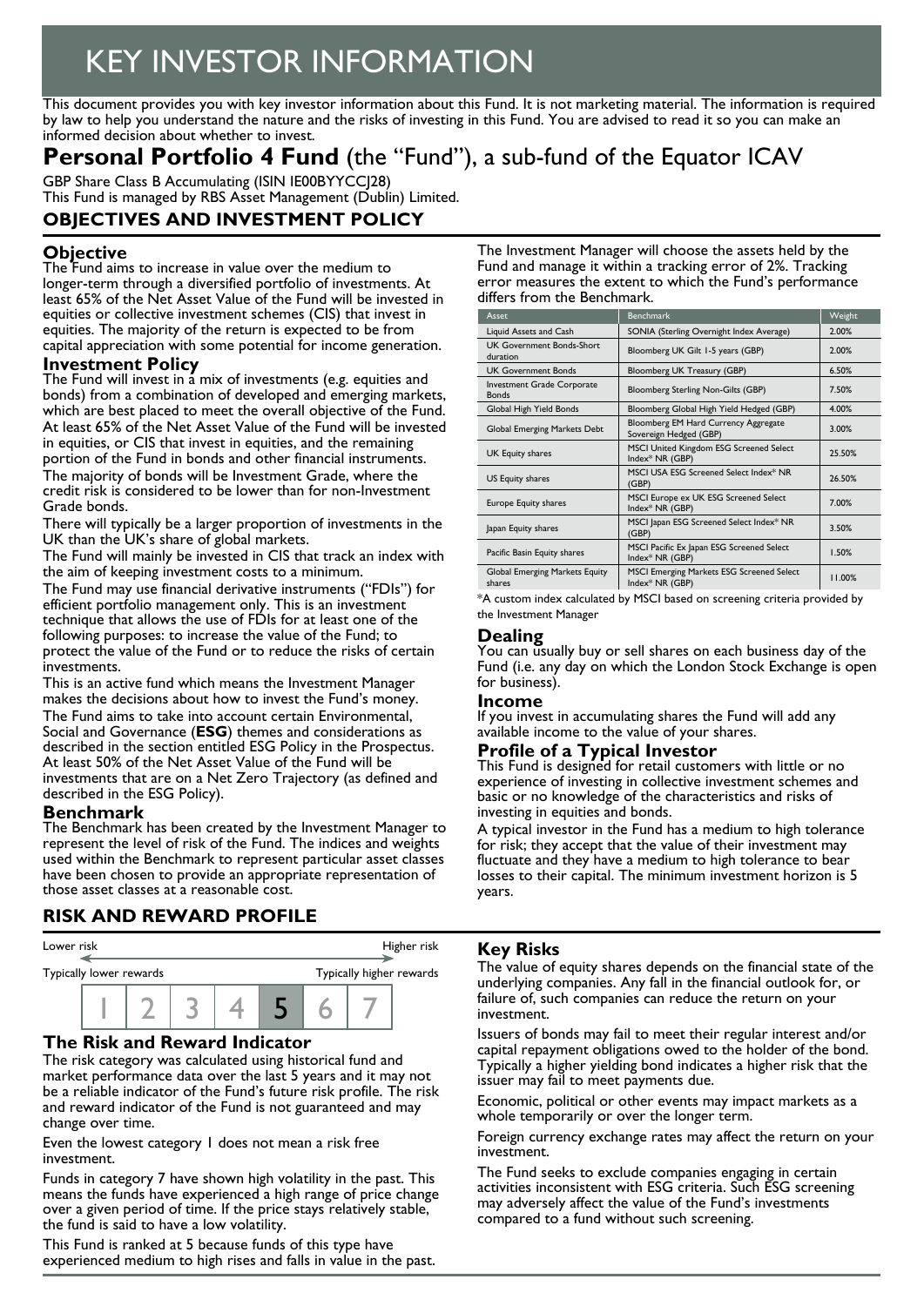# KEY INVESTOR INFORMATION

This document provides you with key investor information about this Fund. It is not marketing material. The information is required by law to help you understand the nature and the risks of investing in this Fund. You are advised to read it so you can make an informed decision about whether to invest.

## **Personal Portfolio 4 Fund** (the "Fund"), a sub-fund of the Equator ICAV

GBP Share Class B Accumulating (ISIN IE00BYYCCJ28)
This Fund is managed by RBS Asset Management (Dublin) Limited.

## OBJECTIVES AND INVESTMENT POLICY

### Objective

The Fund aims to increase in value over the medium to longer-term through a diversified portfolio of investments. At least 65% of the Net Asset Value of the Fund will be invested in equities or collective investment schemes (CIS) that invest in equities. The majority of the return is expected to be from capital appreciation with some potential for income generation.

### Investment Policy

The Fund will invest in a mix of investments (e.g. equities and bonds) from a combination of developed and emerging markets, which are best placed to meet the overall objective of the Fund. At least 65% of the Net Asset Value of the Fund will be invested in equities, or CIS that invest in equities, and the remaining portion of the Fund in bonds and other financial instruments. The majority of bonds will be Investment Grade, where the credit risk is considered to be lower than for non-Investment Grade bonds.

There will typically be a larger proportion of investments in the UK than the UK's share of global markets.

The Fund will mainly be invested in CIS that track an index with the aim of keeping investment costs to a minimum.

The Fund may use financial derivative instruments ("FDIs") for efficient portfolio management only. This is an investment technique that allows the use of FDIs for at least one of the following purposes: to increase the value of the Fund; to protect the value of the Fund or to reduce the risks of certain investments.

This is an active fund which means the Investment Manager makes the decisions about how to invest the Fund's money.

The Fund aims to take into account certain Environmental, Social and Governance (**ESG**) themes and considerations as described in the section entitled ESG Policy in the Prospectus. At least 50% of the Net Asset Value of the Fund will be investments that are on a Net Zero Trajectory (as defined and described in the ESG Policy).

### Benchmark

The Benchmark has been created by the Investment Manager to represent the level of risk of the Fund. The indices and weights used within the Benchmark to represent particular asset classes have been chosen to provide an appropriate representation of those asset classes at a reasonable cost.

The Investment Manager will choose the assets held by the Fund and manage it within a tracking error of 2%. Tracking error measures the extent to which the Fund's performance differs from the Benchmark.

| Asset | Benchmark | Weight |
|---|---|---|
| Liquid Assets and Cash | SONIA (Sterling Overnight Index Average) | 2.00% |
| UK Government Bonds-Short duration | Bloomberg UK Gilt 1-5 years (GBP) | 2.00% |
| UK Government Bonds | Bloomberg UK Treasury (GBP) | 6.50% |
| Investment Grade Corporate Bonds | Bloomberg Sterling Non-Gilts (GBP) | 7.50% |
| Global High Yield Bonds | Bloomberg Global High Yield Hedged (GBP) | 4.00% |
| Global Emerging Markets Debt | Bloomberg EM Hard Currency Aggregate Sovereign Hedged (GBP) | 3.00% |
| UK Equity shares | MSCI United Kingdom ESG Screened Select Index* NR (GBP) | 25.50% |
| US Equity shares | MSCI USA ESG Screened Select Index* NR (GBP) | 26.50% |
| Europe Equity shares | MSCI Europe ex UK ESG Screened Select Index* NR (GBP) | 7.00% |
| Japan Equity shares | MSCI Japan ESG Screened Select Index* NR (GBP) | 3.50% |
| Pacific Basin Equity shares | MSCI Pacific Ex Japan ESG Screened Select Index* NR (GBP) | 1.50% |
| Global Emerging Markets Equity shares | MSCI Emerging Markets ESG Screened Select Index* NR (GBP) | 11.00% |

*A custom index calculated by MSCI based on screening criteria provided by the Investment Manager

### Dealing

You can usually buy or sell shares on each business day of the Fund (i.e. any day on which the London Stock Exchange is open for business).

### Income

If you invest in accumulating shares the Fund will add any available income to the value of your shares.

### Profile of a Typical Investor

This Fund is designed for retail customers with little or no experience of investing in collective investment schemes and basic or no knowledge of the characteristics and risks of investing in equities and bonds.

A typical investor in the Fund has a medium to high tolerance for risk; they accept that the value of their investment may fluctuate and they have a medium to high tolerance to bear losses to their capital. The minimum investment horizon is 5 years.

## RISK AND REWARD PROFILE

Lower risk — Higher risk

Typically lower rewards — Typically higher rewards

| 1 | 2 | 3 | 4 | **5** | 6 | 7 |
|---|---|---|---|---|---|---|

### The Risk and Reward Indicator

The risk category was calculated using historical fund and market performance data over the last 5 years and it may not be a reliable indicator of the Fund's future risk profile. The risk and reward indicator of the Fund is not guaranteed and may change over time.

Even the lowest category 1 does not mean a risk free investment.

Funds in category 7 have shown high volatility in the past. This means the funds have experienced a high range of price change over a given period of time. If the price stays relatively stable, the fund is said to have a low volatility.

This Fund is ranked at 5 because funds of this type have experienced medium to high rises and falls in value in the past.

### Key Risks

The value of equity shares depends on the financial state of the underlying companies. Any fall in the financial outlook for, or failure of, such companies can reduce the return on your investment.

Issuers of bonds may fail to meet their regular interest and/or capital repayment obligations owed to the holder of the bond. Typically a higher yielding bond indicates a higher risk that the issuer may fail to meet payments due.

Economic, political or other events may impact markets as a whole temporarily or over the longer term.

Foreign currency exchange rates may affect the return on your investment.

The Fund seeks to exclude companies engaging in certain activities inconsistent with ESG criteria. Such ESG screening may adversely affect the value of the Fund's investments compared to a fund without such screening.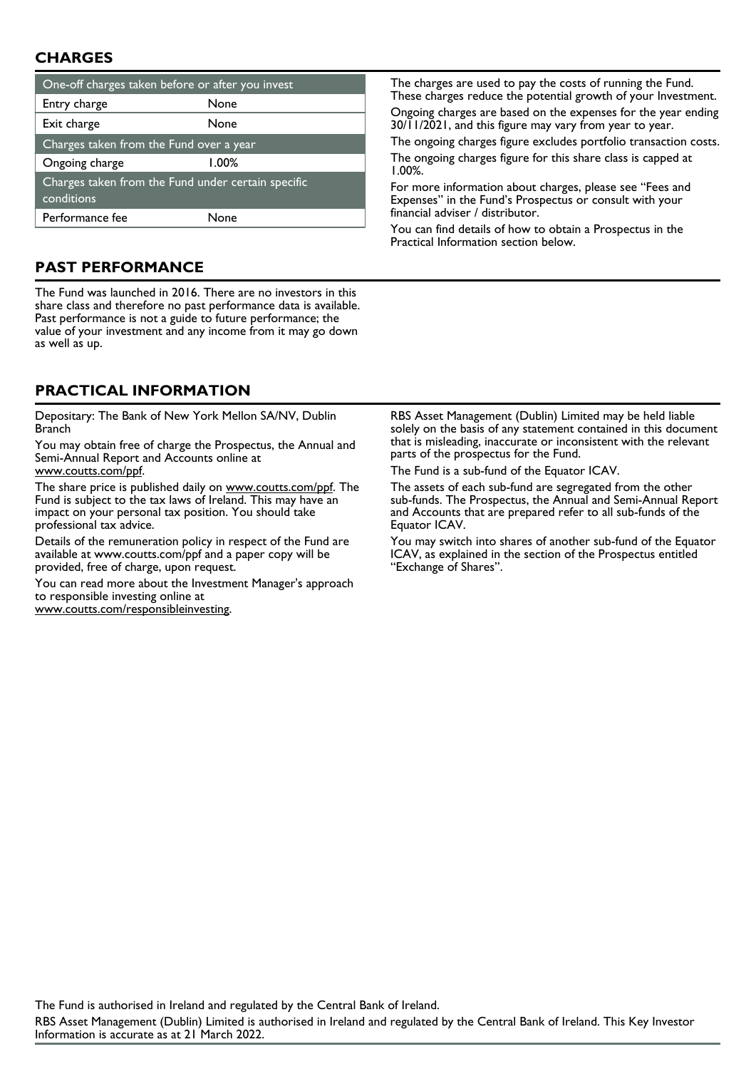## CHARGES

| One-off charges taken before or after you invest | |
| --- | --- |
| Entry charge | None |
| Exit charge | None |
| **Charges taken from the Fund over a year** | |
| Ongoing charge | 1.00% |
| **Charges taken from the Fund under certain specific conditions** | |
| Performance fee | None |

The charges are used to pay the costs of running the Fund. These charges reduce the potential growth of your Investment.

Ongoing charges are based on the expenses for the year ending 30/11/2021, and this figure may vary from year to year.

The ongoing charges figure excludes portfolio transaction costs.

The ongoing charges figure for this share class is capped at 1.00%.

For more information about charges, please see "Fees and Expenses" in the Fund's Prospectus or consult with your financial adviser / distributor.

You can find details of how to obtain a Prospectus in the Practical Information section below.

## PAST PERFORMANCE

The Fund was launched in 2016. There are no investors in this share class and therefore no past performance data is available. Past performance is not a guide to future performance; the value of your investment and any income from it may go down as well as up.

## PRACTICAL INFORMATION

Depositary: The Bank of New York Mellon SA/NV, Dublin Branch

You may obtain free of charge the Prospectus, the Annual and Semi-Annual Report and Accounts online at www.coutts.com/ppf.

The share price is published daily on www.coutts.com/ppf. The Fund is subject to the tax laws of Ireland. This may have an impact on your personal tax position. You should take professional tax advice.

Details of the remuneration policy in respect of the Fund are available at www.coutts.com/ppf and a paper copy will be provided, free of charge, upon request.

You can read more about the Investment Manager's approach to responsible investing online at www.coutts.com/responsibleinvesting.

RBS Asset Management (Dublin) Limited may be held liable solely on the basis of any statement contained in this document that is misleading, inaccurate or inconsistent with the relevant parts of the prospectus for the Fund.

The Fund is a sub-fund of the Equator ICAV.

The assets of each sub-fund are segregated from the other sub-funds. The Prospectus, the Annual and Semi-Annual Report and Accounts that are prepared refer to all sub-funds of the Equator ICAV.

You may switch into shares of another sub-fund of the Equator ICAV, as explained in the section of the Prospectus entitled "Exchange of Shares".

The Fund is authorised in Ireland and regulated by the Central Bank of Ireland.

RBS Asset Management (Dublin) Limited is authorised in Ireland and regulated by the Central Bank of Ireland. This Key Investor Information is accurate as at 21 March 2022.